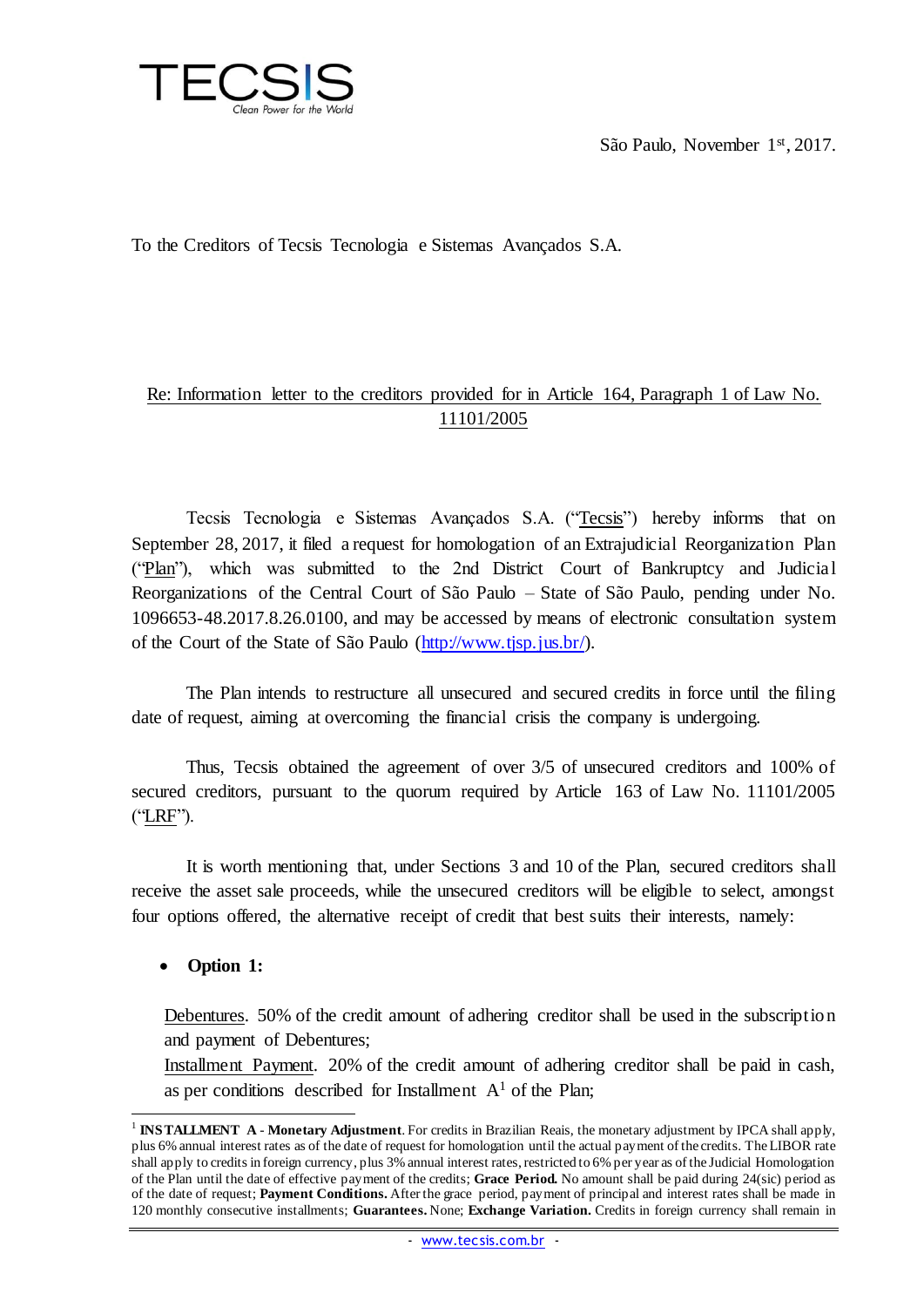TECSIS
Clean Power for the World

São Paulo, November 1st, 2017.

To the Creditors of Tecsis Tecnologia e Sistemas Avançados S.A.

Re: Information letter to the creditors provided for in Article 164, Paragraph 1 of Law No. 11101/2005

Tecsis Tecnologia e Sistemas Avançados S.A. ("Tecsis") hereby informs that on September 28, 2017, it filed a request for homologation of an Extrajudicial Reorganization Plan ("Plan"), which was submitted to the 2nd District Court of Bankruptcy and Judicial Reorganizations of the Central Court of São Paulo – State of São Paulo, pending under No. 1096653-48.2017.8.26.0100, and may be accessed by means of electronic consultation system of the Court of the State of São Paulo (http://www.tjsp.jus.br/).

The Plan intends to restructure all unsecured and secured credits in force until the filing date of request, aiming at overcoming the financial crisis the company is undergoing.

Thus, Tecsis obtained the agreement of over 3/5 of unsecured creditors and 100% of secured creditors, pursuant to the quorum required by Article 163 of Law No. 11101/2005 ("LRF").

It is worth mentioning that, under Sections 3 and 10 of the Plan, secured creditors shall receive the asset sale proceeds, while the unsecured creditors will be eligible to select, amongst four options offered, the alternative receipt of credit that best suits their interests, namely:

- **Option 1:**

Debentures. 50% of the credit amount of adhering creditor shall be used in the subscription and payment of Debentures;
Installment Payment. 20% of the credit amount of adhering creditor shall be paid in cash, as per conditions described for Installment A[1] of the Plan;

[1] **INSTALLMENT A - Monetary Adjustment**. For credits in Brazilian Reais, the monetary adjustment by IPCA shall apply, plus 6% annual interest rates as of the date of request for homologation until the actual payment of the credits. The LIBOR rate shall apply to credits in foreign currency, plus 3% annual interest rates, restricted to 6% per year as of the Judicial Homologation of the Plan until the date of effective payment of the credits; **Grace Period.** No amount shall be paid during 24(sic) period as of the date of request; **Payment Conditions.** After the grace period, payment of principal and interest rates shall be made in 120 monthly consecutive installments; **Guarantees.** None; **Exchange Variation.** Credits in foreign currency shall remain in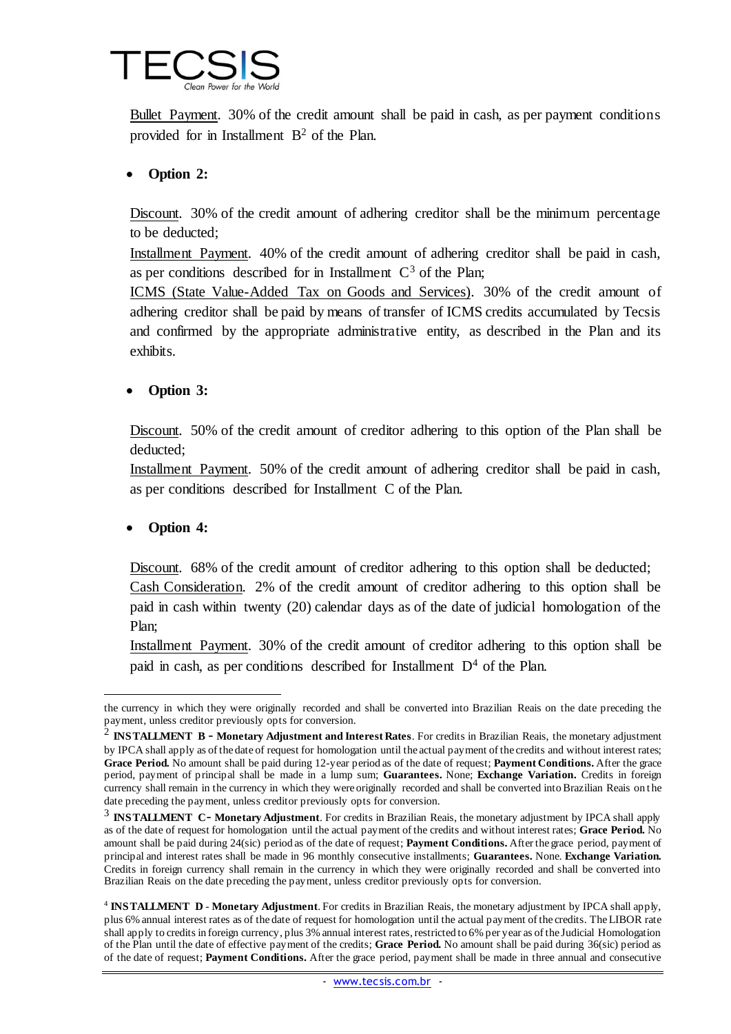Bullet Payment. 30% of the credit amount shall be paid in cash, as per payment conditions provided for in Installment B[2] of the Plan.

- **Option 2:**

Discount. 30% of the credit amount of adhering creditor shall be the minimum percentage to be deducted;

Installment Payment. 40% of the credit amount of adhering creditor shall be paid in cash, as per conditions described for in Installment C[3] of the Plan;

ICMS (State Value-Added Tax on Goods and Services). 30% of the credit amount of adhering creditor shall be paid by means of transfer of ICMS credits accumulated by Tecsis and confirmed by the appropriate administrative entity, as described in the Plan and its exhibits.

- **Option 3:**

Discount. 50% of the credit amount of creditor adhering to this option of the Plan shall be deducted;

Installment Payment. 50% of the credit amount of adhering creditor shall be paid in cash, as per conditions described for Installment C of the Plan.

- **Option 4:**

Discount. 68% of the credit amount of creditor adhering to this option shall be deducted;

Cash Consideration. 2% of the credit amount of creditor adhering to this option shall be paid in cash within twenty (20) calendar days as of the date of judicial homologation of the Plan;

Installment Payment. 30% of the credit amount of creditor adhering to this option shall be paid in cash, as per conditions described for Installment D[4] of the Plan.

---

the currency in which they were originally recorded and shall be converted into Brazilian Reais on the date preceding the payment, unless creditor previously opts for conversion.

[2] **INSTALLMENT B - Monetary Adjustment and Interest Rates**. For credits in Brazilian Reais, the monetary adjustment by IPCA shall apply as of the date of request for homologation until the actual payment of the credits and without interest rates; **Grace Period.** No amount shall be paid during 12-year period as of the date of request; **Payment Conditions.** After the grace period, payment of principal shall be made in a lump sum; **Guarantees.** None; **Exchange Variation.** Credits in foreign currency shall remain in the currency in which they were originally recorded and shall be converted into Brazilian Reais on the date preceding the payment, unless creditor previously opts for conversion.

[3] **INSTALLMENT C- Monetary Adjustment**. For credits in Brazilian Reais, the monetary adjustment by IPCA shall apply as of the date of request for homologation until the actual payment of the credits and without interest rates; **Grace Period.** No amount shall be paid during 24(sic) period as of the date of request; **Payment Conditions.** After the grace period, payment of principal and interest rates shall be made in 96 monthly consecutive installments; **Guarantees.** None. **Exchange Variation.** Credits in foreign currency shall remain in the currency in which they were originally recorded and shall be converted into Brazilian Reais on the date preceding the payment, unless creditor previously opts for conversion.

[4] **INSTALLMENT D - Monetary Adjustment**. For credits in Brazilian Reais, the monetary adjustment by IPCA shall apply, plus 6% annual interest rates as of the date of request for homologation until the actual payment of the credits. The LIBOR rate shall apply to credits in foreign currency, plus 3% annual interest rates, restricted to 6% per year as of the Judicial Homologation of the Plan until the date of effective payment of the credits; **Grace Period.** No amount shall be paid during 36(sic) period as of the date of request; **Payment Conditions.** After the grace period, payment shall be made in three annual and consecutive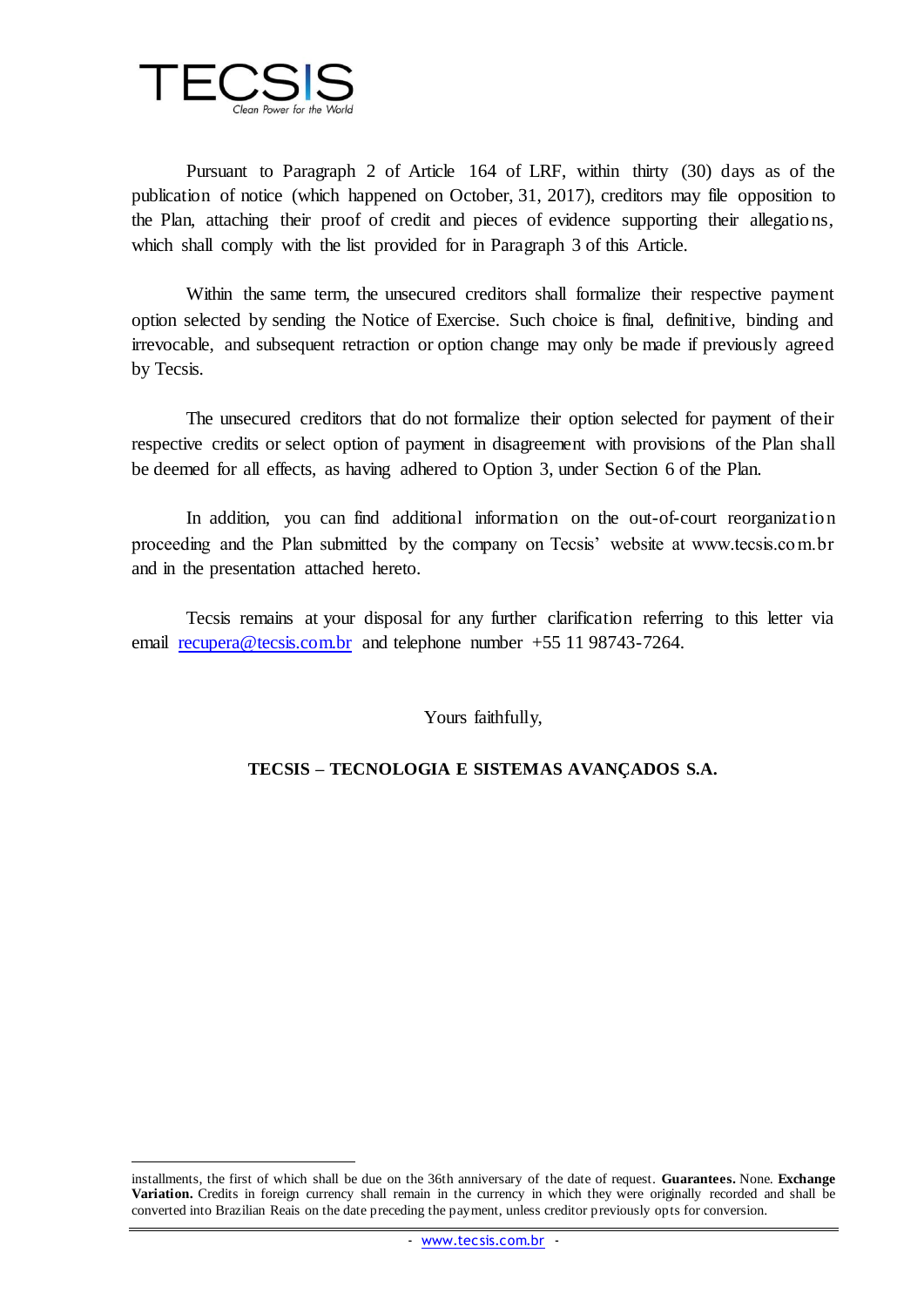Pursuant to Paragraph 2 of Article 164 of LRF, within thirty (30) days as of the publication of notice (which happened on October, 31, 2017), creditors may file opposition to the Plan, attaching their proof of credit and pieces of evidence supporting their allegations, which shall comply with the list provided for in Paragraph 3 of this Article.

Within the same term, the unsecured creditors shall formalize their respective payment option selected by sending the Notice of Exercise. Such choice is final, definitive, binding and irrevocable, and subsequent retraction or option change may only be made if previously agreed by Tecsis.

The unsecured creditors that do not formalize their option selected for payment of their respective credits or select option of payment in disagreement with provisions of the Plan shall be deemed for all effects, as having adhered to Option 3, under Section 6 of the Plan.

In addition, you can find additional information on the out-of-court reorganization proceeding and the Plan submitted by the company on Tecsis' website at www.tecsis.com.br and in the presentation attached hereto.

Tecsis remains at your disposal for any further clarification referring to this letter via email recupera@tecsis.com.br and telephone number +55 11 98743-7264.

Yours faithfully,

**TECSIS – TECNOLOGIA E SISTEMAS AVANÇADOS S.A.**

---

installments, the first of which shall be due on the 36th anniversary of the date of request. **Guarantees.** None. **Exchange Variation.** Credits in foreign currency shall remain in the currency in which they were originally recorded and shall be converted into Brazilian Reais on the date preceding the payment, unless creditor previously opts for conversion.